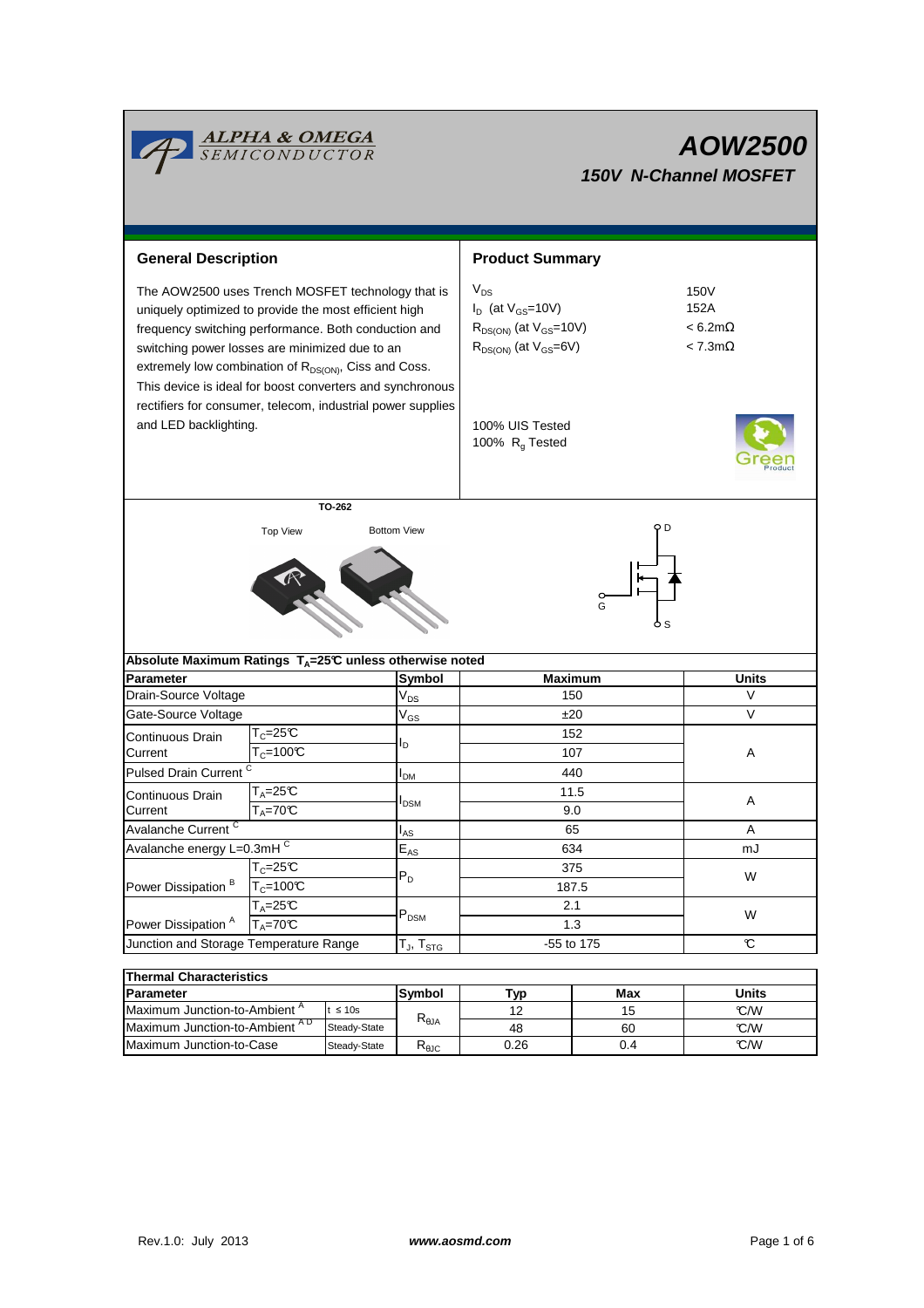# AOW2500

## 150V N-Channel MOSFET

## General Description

The AOW2500 uses Trench MOSFET technology that is uniquely optimized to provide the most efficient high frequency switching performance. Both conduction and switching power losses are minimized due to an extremely low combination of $R_{DS(ON)}$, Ciss and Coss. This device is ideal for boost converters and synchronous rectifiers for consumer, telecom, industrial power supplies and LED backlighting.

## Product Summary

| | |
|---|---|
| $V_{DS}$ | 150V |
| $I_D$ (at $V_{GS}$=10V) | 152A |
| $R_{DS(ON)}$ (at $V_{GS}$=10V) | < 6.2mΩ |
| $R_{DS(ON)}$ (at $V_{GS}$=6V) | < 7.3mΩ |

100% UIS Tested
100% $R_g$ Tested

TO-262

Top View | Bottom View

D, G, S

## Absolute Maximum Ratings $T_A$=25°C unless otherwise noted

| Parameter | | Symbol | Maximum | Units |
|---|---|---|---|---|
| Drain-Source Voltage | | $V_{DS}$ | 150 | V |
| Gate-Source Voltage | | $V_{GS}$ | ±20 | V |
| Continuous Drain Current | $T_C$=25°C | $I_D$ | 152 | A |
| | $T_C$=100°C | | 107 | |
| Pulsed Drain Current [C] | | $I_{DM}$ | 440 | |
| Continuous Drain Current | $T_A$=25°C | $I_{DSM}$ | 11.5 | A |
| | $T_A$=70°C | | 9.0 | |
| Avalanche Current [C] | | $I_{AS}$ | 65 | A |
| Avalanche energy L=0.3mH [C] | | $E_{AS}$ | 634 | mJ |
| Power Dissipation [B] | $T_C$=25°C | $P_D$ | 375 | W |
| | $T_C$=100°C | | 187.5 | |
| Power Dissipation [A] | $T_A$=25°C | $P_{DSM}$ | 2.1 | W |
| | $T_A$=70°C | | 1.3 | |
| Junction and Storage Temperature Range | | $T_J$, $T_{STG}$ | -55 to 175 | °C |

## Thermal Characteristics

| Parameter | | Symbol | Typ | Max | Units |
|---|---|---|---|---|---|
| Maximum Junction-to-Ambient [A] | t ≤ 10s | $R_{\theta JA}$ | 12 | 15 | °C/W |
| Maximum Junction-to-Ambient [A D] | Steady-State | | 48 | 60 | °C/W |
| Maximum Junction-to-Case | Steady-State | $R_{\theta JC}$ | 0.26 | 0.4 | °C/W |

Rev.1.0: July 2013 www.aosmd.com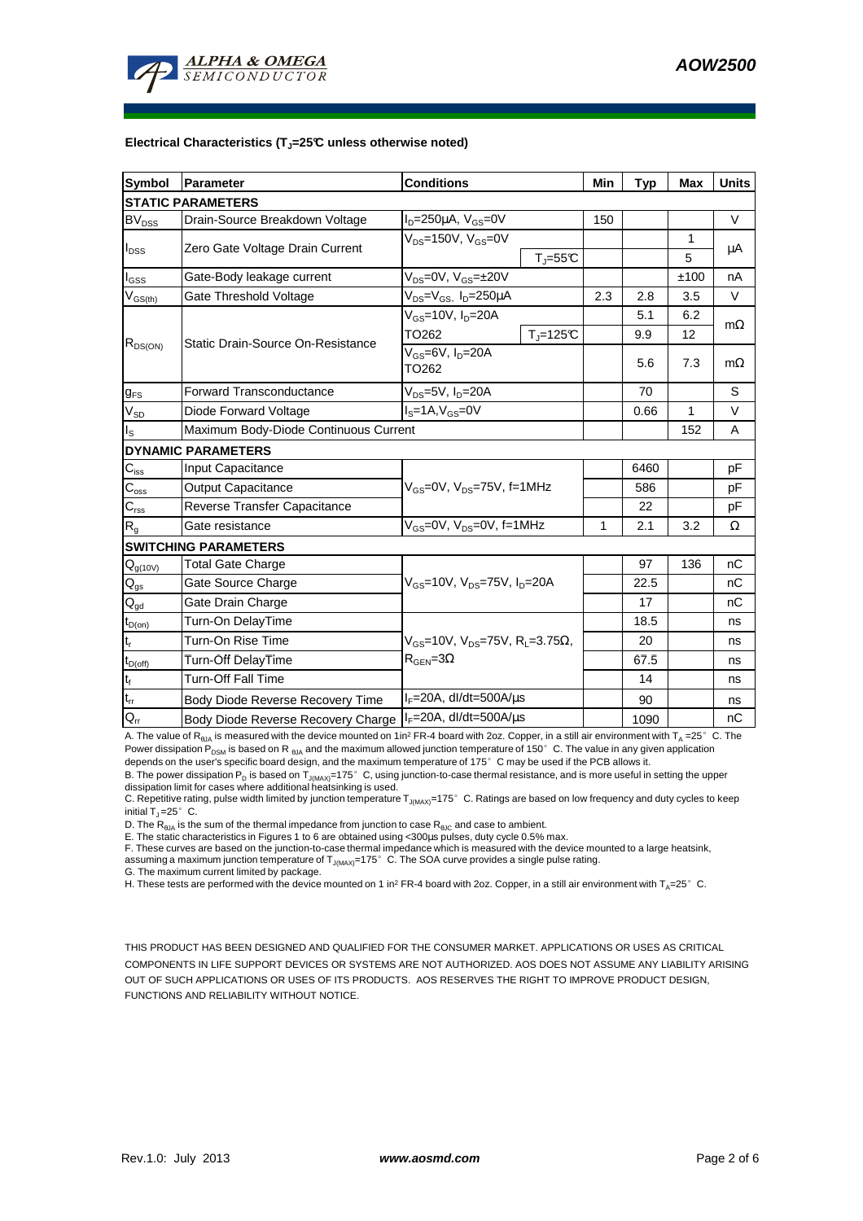**Electrical Characteristics ($T_J$=25°C unless otherwise noted)**

| Symbol | Parameter | Conditions | | Min | Typ | Max | Units |
|---|---|---|---|---|---|---|---|
| **STATIC PARAMETERS** | | | | | | | |
| $BV_{DSS}$ | Drain-Source Breakdown Voltage | $I_D$=250µA, $V_{GS}$=0V | | 150 | | | V |
| $I_{DSS}$ | Zero Gate Voltage Drain Current | $V_{DS}$=150V, $V_{GS}$=0V | | | | 1 | µA |
| | | | $T_J$=55°C | | | 5 | |
| $I_{GSS}$ | Gate-Body leakage current | $V_{DS}$=0V, $V_{GS}$=±20V | | | | ±100 | nA |
| $V_{GS(th)}$ | Gate Threshold Voltage | $V_{DS}$=$V_{GS}$, $I_D$=250µA | | 2.3 | 2.8 | 3.5 | V |
| $R_{DS(ON)}$ | Static Drain-Source On-Resistance | $V_{GS}$=10V, $I_D$=20A | | | 5.1 | 6.2 | mΩ |
| | | TO262 | $T_J$=125°C | | 9.9 | 12 | |
| | | $V_{GS}$=6V, $I_D$=20A TO262 | | | 5.6 | 7.3 | mΩ |
| $g_{FS}$ | Forward Transconductance | $V_{DS}$=5V, $I_D$=20A | | | 70 | | S |
| $V_{SD}$ | Diode Forward Voltage | $I_S$=1A, $V_{GS}$=0V | | | 0.66 | 1 | V |
| $I_S$ | Maximum Body-Diode Continuous Current | | | | | 152 | A |
| **DYNAMIC PARAMETERS** | | | | | | | |
| $C_{iss}$ | Input Capacitance | $V_{GS}$=0V, $V_{DS}$=75V, f=1MHz | | | 6460 | | pF |
| $C_{oss}$ | Output Capacitance | | | | 586 | | pF |
| $C_{rss}$ | Reverse Transfer Capacitance | | | | 22 | | pF |
| $R_g$ | Gate resistance | $V_{GS}$=0V, $V_{DS}$=0V, f=1MHz | | 1 | 2.1 | 3.2 | Ω |
| **SWITCHING PARAMETERS** | | | | | | | |
| $Q_{g(10V)}$ | Total Gate Charge | $V_{GS}$=10V, $V_{DS}$=75V, $I_D$=20A | | | 97 | 136 | nC |
| $Q_{gs}$ | Gate Source Charge | | | | 22.5 | | nC |
| $Q_{gd}$ | Gate Drain Charge | | | | 17 | | nC |
| $t_{D(on)}$ | Turn-On DelayTime | $V_{GS}$=10V, $V_{DS}$=75V, $R_L$=3.75Ω, $R_{GEN}$=3Ω | | | 18.5 | | ns |
| $t_r$ | Turn-On Rise Time | | | | 20 | | ns |
| $t_{D(off)}$ | Turn-Off DelayTime | | | | 67.5 | | ns |
| $t_f$ | Turn-Off Fall Time | | | | 14 | | ns |
| $t_{rr}$ | Body Diode Reverse Recovery Time | $I_F$=20A, dI/dt=500A/µs | | | 90 | | ns |
| $Q_{rr}$ | Body Diode Reverse Recovery Charge | $I_F$=20A, dI/dt=500A/µs | | | 1090 | | nC |

A. The value of $R_{\theta JA}$ is measured with the device mounted on 1in² FR-4 board with 2oz. Copper, in a still air environment with $T_A$ =25°C. The Power dissipation $P_{DSM}$ is based on $R_{\theta JA}$ and the maximum allowed junction temperature of 150°C. The value in any given application depends on the user's specific board design, and the maximum temperature of 175°C may be used if the PCB allows it.

B. The power dissipation $P_D$ is based on $T_{J(MAX)}$=175°C, using junction-to-case thermal resistance, and is more useful in setting the upper dissipation limit for cases where additional heatsinking is used.

C. Repetitive rating, pulse width limited by junction temperature $T_{J(MAX)}$=175°C. Ratings are based on low frequency and duty cycles to keep initial $T_J$=25°C.

D. The $R_{\theta JA}$ is the sum of the thermal impedance from junction to case $R_{\theta JC}$ and case to ambient.

E. The static characteristics in Figures 1 to 6 are obtained using <300µs pulses, duty cycle 0.5% max.

F. These curves are based on the junction-to-case thermal impedance which is measured with the device mounted to a large heatsink, assuming a maximum junction temperature of $T_{J(MAX)}$=175°C. The SOA curve provides a single pulse rating.

G. The maximum current limited by package.

H. These tests are performed with the device mounted on 1 in² FR-4 board with 2oz. Copper, in a still air environment with $T_A$=25°C.

THIS PRODUCT HAS BEEN DESIGNED AND QUALIFIED FOR THE CONSUMER MARKET. APPLICATIONS OR USES AS CRITICAL COMPONENTS IN LIFE SUPPORT DEVICES OR SYSTEMS ARE NOT AUTHORIZED. AOS DOES NOT ASSUME ANY LIABILITY ARISING OUT OF SUCH APPLICATIONS OR USES OF ITS PRODUCTS. AOS RESERVES THE RIGHT TO IMPROVE PRODUCT DESIGN, FUNCTIONS AND RELIABILITY WITHOUT NOTICE.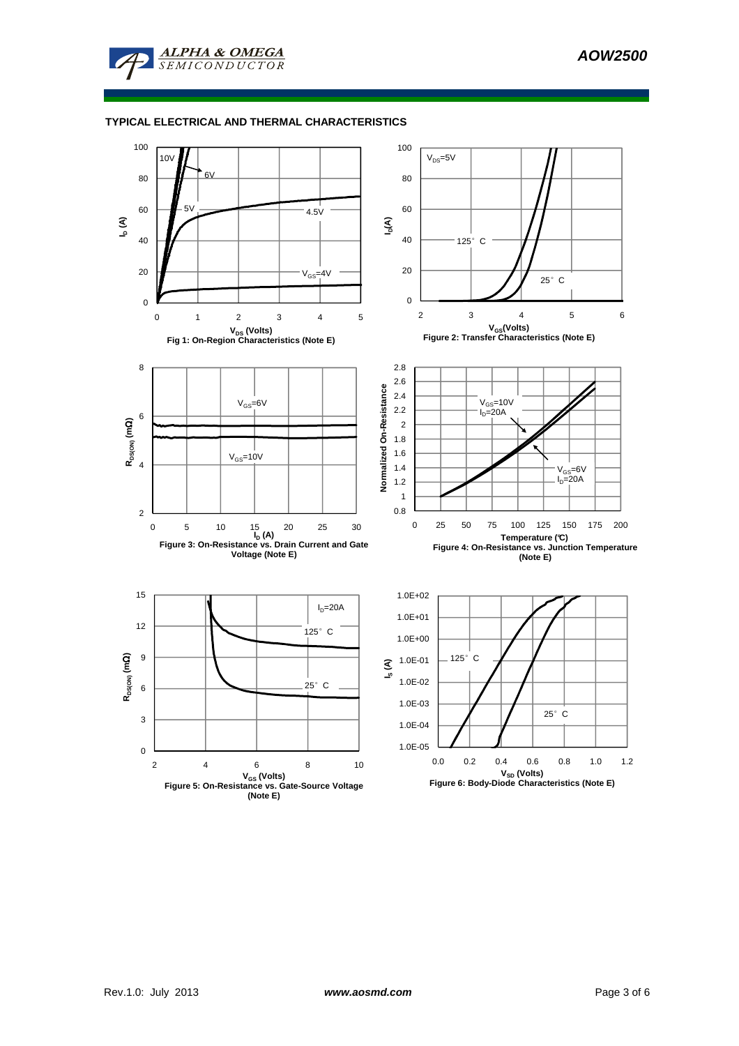## TYPICAL ELECTRICAL AND THERMAL CHARACTERISTICS

Fig 1: On-Region Characteristics (Note E)

Figure 2: Transfer Characteristics (Note E)

Figure 3: On-Resistance vs. Drain Current and Gate Voltage (Note E)

Figure 4: On-Resistance vs. Junction Temperature (Note E)

Figure 5: On-Resistance vs. Gate-Source Voltage (Note E)

Figure 6: Body-Diode Characteristics (Note E)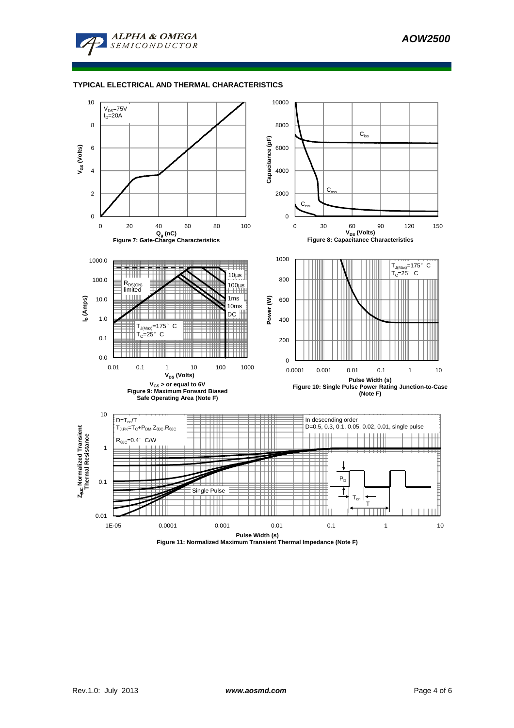## TYPICAL ELECTRICAL AND THERMAL CHARACTERISTICS

$V_{DS}$=75V
$I_D$=20A

**Figure 7: Gate-Charge Characteristics**

$C_{iss}$
$C_{oss}$
$C_{rss}$

**Figure 8: Capacitance Characteristics**

$R_{DS(ON)}$ limited
10µs
100µs
1ms
10ms
DC
$T_{J(Max)}$=175° C
$T_C$=25° C

$V_{GS}$ > or equal to 6V
**Figure 9: Maximum Forward Biased Safe Operating Area (Note F)**

$T_{J(Max)}$=175° C
$T_C$=25° C

**Figure 10: Single Pulse Power Rating Junction-to-Case (Note F)**

$D=T_{on}/T$
$T_{J,PK}=T_C+P_{DM}.Z_{\theta JC}.R_{\theta JC}$
$R_{\theta JC}$=0.4° C/W

In descending order
D=0.5, 0.3, 0.1, 0.05, 0.02, 0.01, single pulse

Single Pulse

**Figure 11: Normalized Maximum Transient Thermal Impedance (Note F)**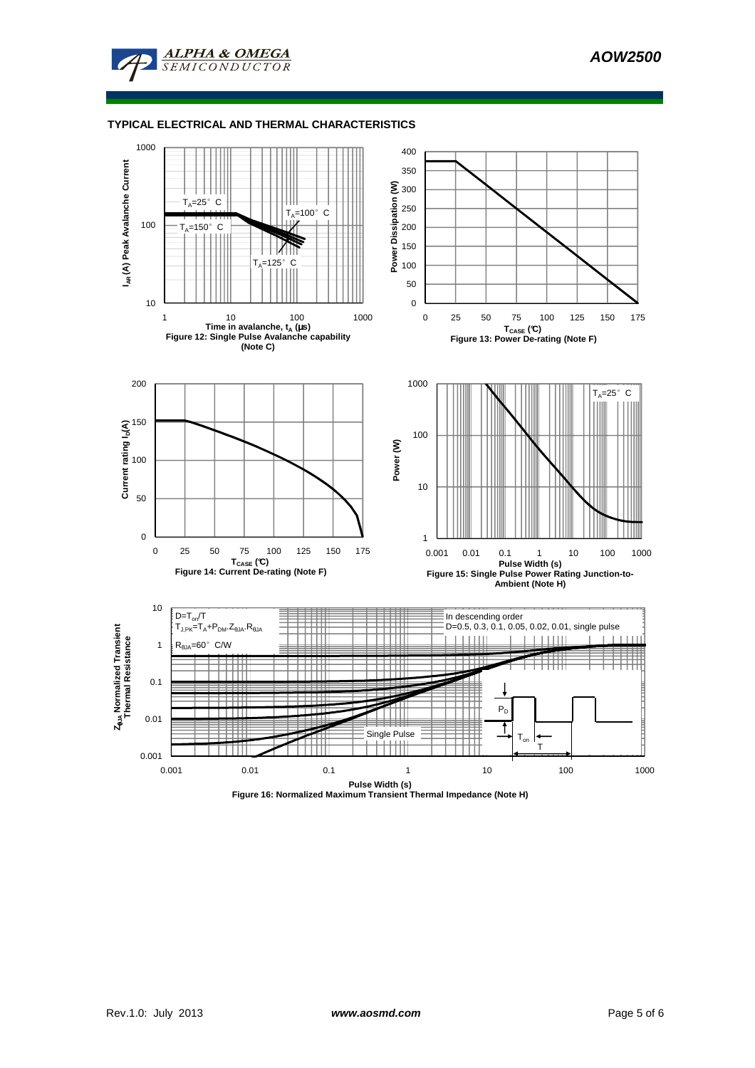## TYPICAL ELECTRICAL AND THERMAL CHARACTERISTICS

Figure 12: Single Pulse Avalanche capability (Note C)

Figure 13: Power De-rating (Note F)

Figure 14: Current De-rating (Note F)

Figure 15: Single Pulse Power Rating Junction-to-Ambient (Note H)

Figure 16: Normalized Maximum Transient Thermal Impedance (Note H)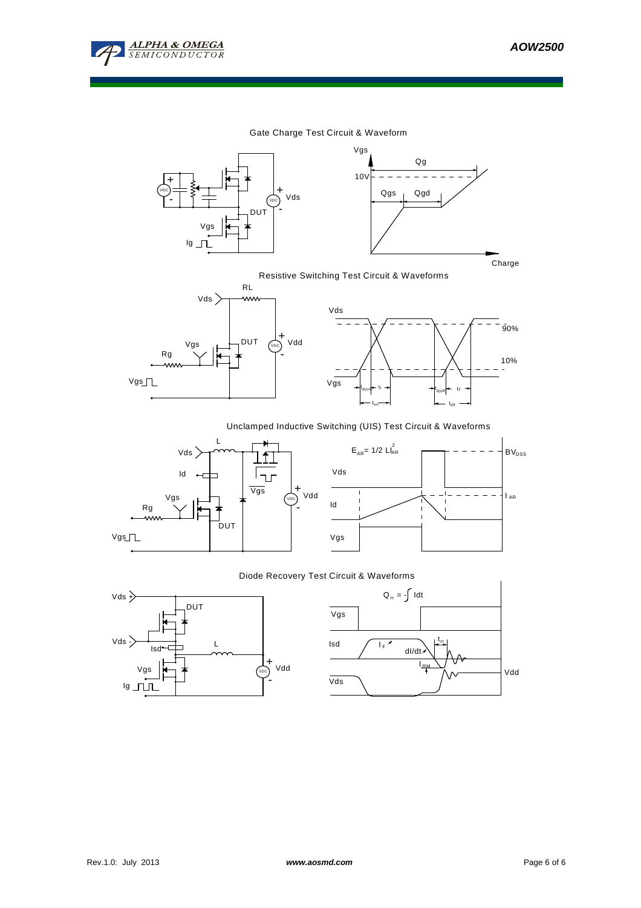Gate Charge Test Circuit & Waveform

Vgs
Qg
10V
Qgs
Qgd
VDC
+
-
VDC
+
Vds
-
DUT
Vgs
Ig
Charge

Resistive Switching Test Circuit & Waveforms

RL
Vds
Vds
Vgs
DUT
+
VDC
Vdd
-
Rg
Vgs
90%
10%
Vgs
$t_{d(on)}$
$t_r$
$t_{on}$
$t_{d(off)}$
$t_f$
$t_{off}$

Unclamped Inductive Switching (UIS) Test Circuit & Waveforms

L
Vds
$E_{AR}$= 1/2 $LI_{AR}^2$
$BV_{DSS}$
Id
Vds
Vgs
+
Vdd
VDC
Vgs
Id
$I_{AR}$
Rg
-
DUT
Vgs
Vgs

Diode Recovery Test Circuit & Waveforms

$Q_{rr} = -\int Idt$
Vds +
DUT
Vgs
Vds -
Isd
L
Isd
$I_F$
dI/dt
$t_{rr}$
$I_{RM}$
Vgs
+
VDC
Vdd
Vdd
-
Ig
Vds